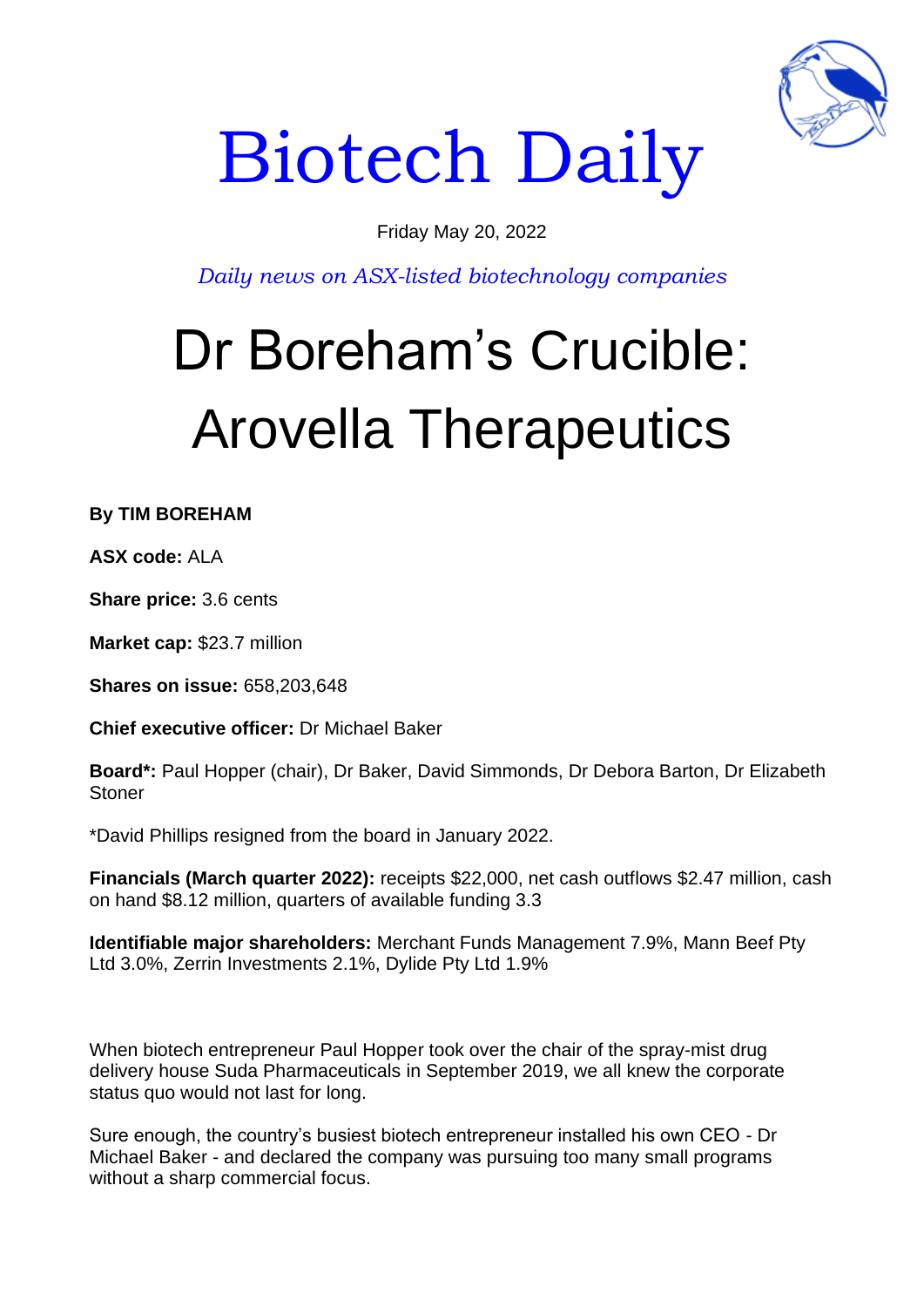# Biotech Daily

Friday May 20, 2022

*Daily news on ASX-listed biotechnology companies*

# Dr Boreham's Crucible: Arovella Therapeutics

**By TIM BOREHAM**

**ASX code:** ALA

**Share price:** 3.6 cents

**Market cap:** $23.7 million

**Shares on issue:** 658,203,648

**Chief executive officer:** Dr Michael Baker

**Board*:** Paul Hopper (chair), Dr Baker, David Simmonds, Dr Debora Barton, Dr Elizabeth Stoner

*David Phillips resigned from the board in January 2022.

**Financials (March quarter 2022):** receipts $22,000, net cash outflows $2.47 million, cash on hand $8.12 million, quarters of available funding 3.3

**Identifiable major shareholders:** Merchant Funds Management 7.9%, Mann Beef Pty Ltd 3.0%, Zerrin Investments 2.1%, Dylide Pty Ltd 1.9%

When biotech entrepreneur Paul Hopper took over the chair of the spray-mist drug delivery house Suda Pharmaceuticals in September 2019, we all knew the corporate status quo would not last for long.

Sure enough, the country's busiest biotech entrepreneur installed his own CEO - Dr Michael Baker - and declared the company was pursuing too many small programs without a sharp commercial focus.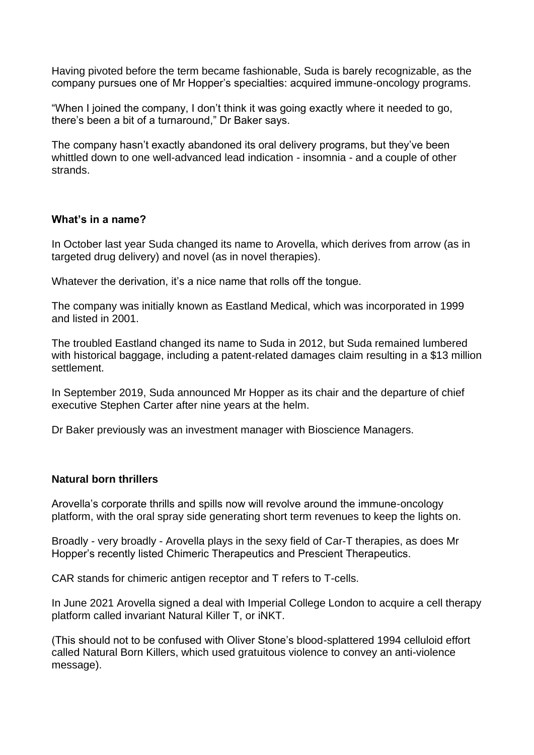Having pivoted before the term became fashionable, Suda is barely recognizable, as the company pursues one of Mr Hopper's specialties: acquired immune-oncology programs.

"When I joined the company, I don't think it was going exactly where it needed to go, there's been a bit of a turnaround," Dr Baker says.

The company hasn't exactly abandoned its oral delivery programs, but they've been whittled down to one well-advanced lead indication - insomnia - and a couple of other strands.

**What's in a name?**

In October last year Suda changed its name to Arovella, which derives from arrow (as in targeted drug delivery) and novel (as in novel therapies).

Whatever the derivation, it's a nice name that rolls off the tongue.

The company was initially known as Eastland Medical, which was incorporated in 1999 and listed in 2001.

The troubled Eastland changed its name to Suda in 2012, but Suda remained lumbered with historical baggage, including a patent-related damages claim resulting in a $13 million settlement.

In September 2019, Suda announced Mr Hopper as its chair and the departure of chief executive Stephen Carter after nine years at the helm.

Dr Baker previously was an investment manager with Bioscience Managers.

**Natural born thrillers**

Arovella's corporate thrills and spills now will revolve around the immune-oncology platform, with the oral spray side generating short term revenues to keep the lights on.

Broadly - very broadly - Arovella plays in the sexy field of Car-T therapies, as does Mr Hopper's recently listed Chimeric Therapeutics and Prescient Therapeutics.

CAR stands for chimeric antigen receptor and T refers to T-cells.

In June 2021 Arovella signed a deal with Imperial College London to acquire a cell therapy platform called invariant Natural Killer T, or iNKT.

(This should not to be confused with Oliver Stone's blood-splattered 1994 celluloid effort called Natural Born Killers, which used gratuitous violence to convey an anti-violence message).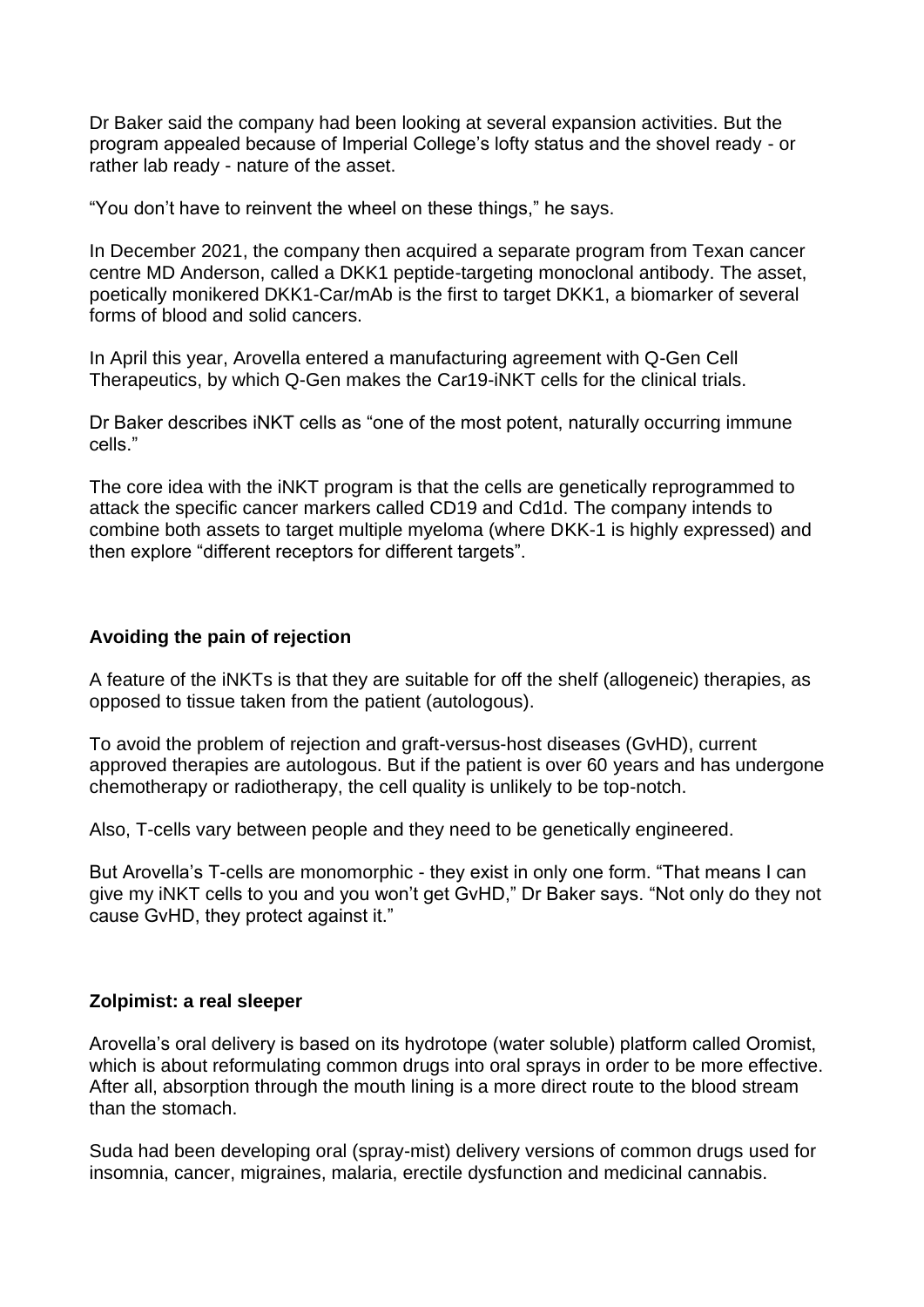Dr Baker said the company had been looking at several expansion activities. But the program appealed because of Imperial College's lofty status and the shovel ready - or rather lab ready - nature of the asset.

"You don't have to reinvent the wheel on these things," he says.

In December 2021, the company then acquired a separate program from Texan cancer centre MD Anderson, called a DKK1 peptide-targeting monoclonal antibody. The asset, poetically monikered DKK1-Car/mAb is the first to target DKK1, a biomarker of several forms of blood and solid cancers.

In April this year, Arovella entered a manufacturing agreement with Q-Gen Cell Therapeutics, by which Q-Gen makes the Car19-iNKT cells for the clinical trials.

Dr Baker describes iNKT cells as "one of the most potent, naturally occurring immune cells."

The core idea with the iNKT program is that the cells are genetically reprogrammed to attack the specific cancer markers called CD19 and Cd1d. The company intends to combine both assets to target multiple myeloma (where DKK-1 is highly expressed) and then explore "different receptors for different targets".

**Avoiding the pain of rejection**

A feature of the iNKTs is that they are suitable for off the shelf (allogeneic) therapies, as opposed to tissue taken from the patient (autologous).

To avoid the problem of rejection and graft-versus-host diseases (GvHD), current approved therapies are autologous. But if the patient is over 60 years and has undergone chemotherapy or radiotherapy, the cell quality is unlikely to be top-notch.

Also, T-cells vary between people and they need to be genetically engineered.

But Arovella's T-cells are monomorphic - they exist in only one form. "That means I can give my iNKT cells to you and you won't get GvHD," Dr Baker says. "Not only do they not cause GvHD, they protect against it."

**Zolpimist: a real sleeper**

Arovella's oral delivery is based on its hydrotope (water soluble) platform called Oromist, which is about reformulating common drugs into oral sprays in order to be more effective. After all, absorption through the mouth lining is a more direct route to the blood stream than the stomach.

Suda had been developing oral (spray-mist) delivery versions of common drugs used for insomnia, cancer, migraines, malaria, erectile dysfunction and medicinal cannabis.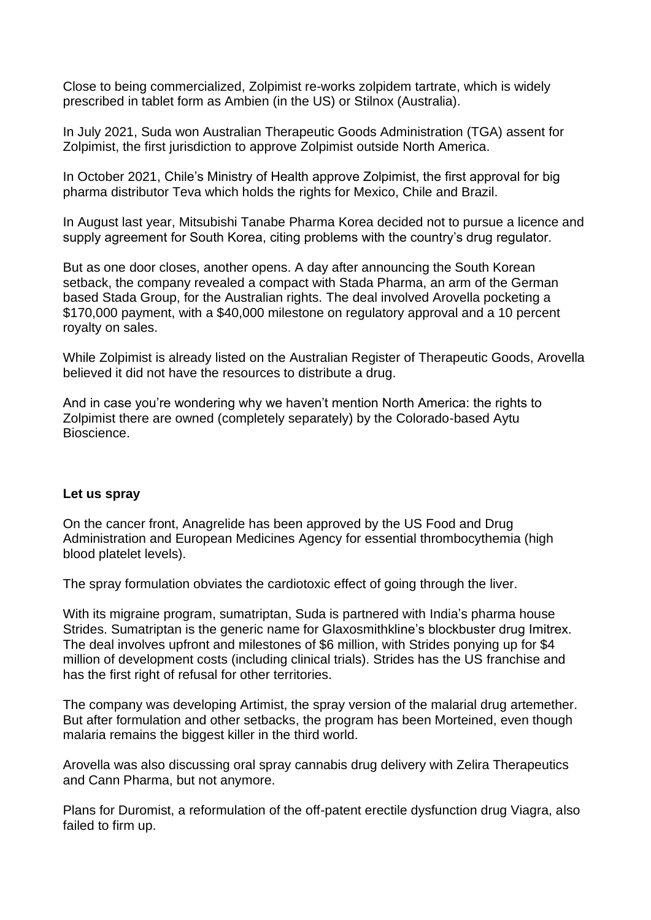Close to being commercialized, Zolpimist re-works zolpidem tartrate, which is widely prescribed in tablet form as Ambien (in the US) or Stilnox (Australia).

In July 2021, Suda won Australian Therapeutic Goods Administration (TGA) assent for Zolpimist, the first jurisdiction to approve Zolpimist outside North America.

In October 2021, Chile's Ministry of Health approve Zolpimist, the first approval for big pharma distributor Teva which holds the rights for Mexico, Chile and Brazil.

In August last year, Mitsubishi Tanabe Pharma Korea decided not to pursue a licence and supply agreement for South Korea, citing problems with the country's drug regulator.

But as one door closes, another opens. A day after announcing the South Korean setback, the company revealed a compact with Stada Pharma, an arm of the German based Stada Group, for the Australian rights. The deal involved Arovella pocketing a $170,000 payment, with a $40,000 milestone on regulatory approval and a 10 percent royalty on sales.

While Zolpimist is already listed on the Australian Register of Therapeutic Goods, Arovella believed it did not have the resources to distribute a drug.

And in case you're wondering why we haven't mention North America: the rights to Zolpimist there are owned (completely separately) by the Colorado-based Aytu Bioscience.

**Let us spray**

On the cancer front, Anagrelide has been approved by the US Food and Drug Administration and European Medicines Agency for essential thrombocythemia (high blood platelet levels).

The spray formulation obviates the cardiotoxic effect of going through the liver.

With its migraine program, sumatriptan, Suda is partnered with India's pharma house Strides. Sumatriptan is the generic name for Glaxosmithkline's blockbuster drug Imitrex. The deal involves upfront and milestones of $6 million, with Strides ponying up for $4 million of development costs (including clinical trials). Strides has the US franchise and has the first right of refusal for other territories.

The company was developing Artimist, the spray version of the malarial drug artemether. But after formulation and other setbacks, the program has been Morteined, even though malaria remains the biggest killer in the third world.

Arovella was also discussing oral spray cannabis drug delivery with Zelira Therapeutics and Cann Pharma, but not anymore.

Plans for Duromist, a reformulation of the off-patent erectile dysfunction drug Viagra, also failed to firm up.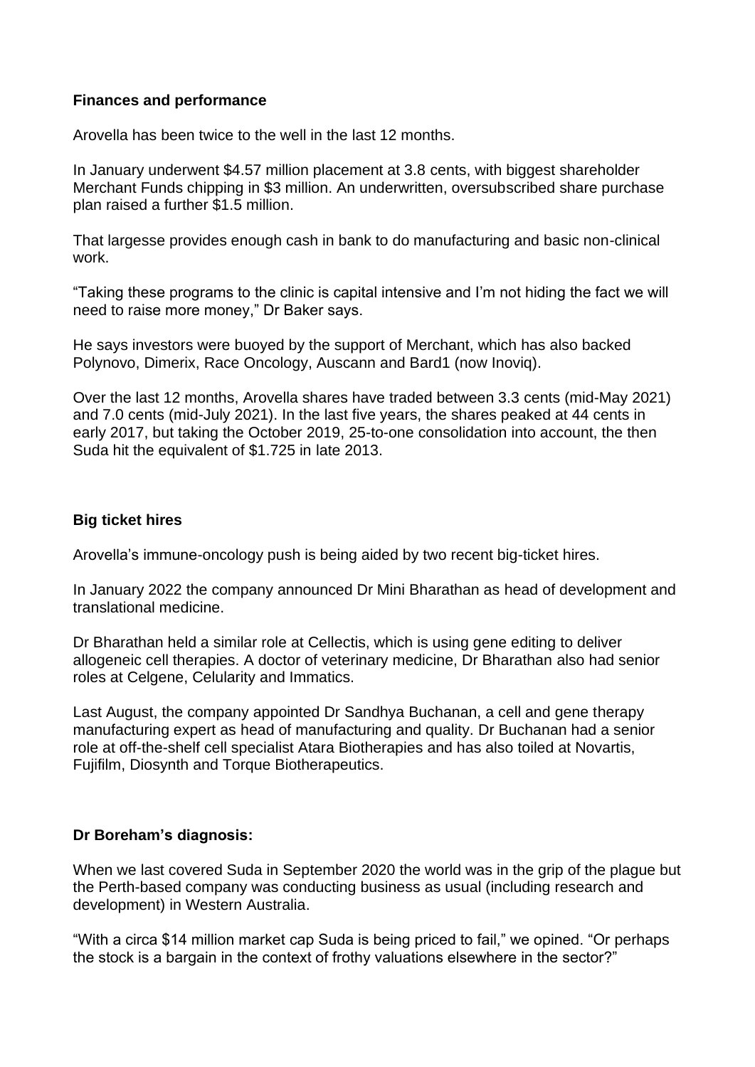**Finances and performance**

Arovella has been twice to the well in the last 12 months.

In January underwent $4.57 million placement at 3.8 cents, with biggest shareholder Merchant Funds chipping in $3 million. An underwritten, oversubscribed share purchase plan raised a further $1.5 million.

That largesse provides enough cash in bank to do manufacturing and basic non-clinical work.

“Taking these programs to the clinic is capital intensive and I’m not hiding the fact we will need to raise more money,” Dr Baker says.

He says investors were buoyed by the support of Merchant, which has also backed Polynovo, Dimerix, Race Oncology, Auscann and Bard1 (now Inoviq).

Over the last 12 months, Arovella shares have traded between 3.3 cents (mid-May 2021) and 7.0 cents (mid-July 2021). In the last five years, the shares peaked at 44 cents in early 2017, but taking the October 2019, 25-to-one consolidation into account, the then Suda hit the equivalent of $1.725 in late 2013.

**Big ticket hires**

Arovella’s immune-oncology push is being aided by two recent big-ticket hires.

In January 2022 the company announced Dr Mini Bharathan as head of development and translational medicine.

Dr Bharathan held a similar role at Cellectis, which is using gene editing to deliver allogeneic cell therapies. A doctor of veterinary medicine, Dr Bharathan also had senior roles at Celgene, Celularity and Immatics.

Last August, the company appointed Dr Sandhya Buchanan, a cell and gene therapy manufacturing expert as head of manufacturing and quality. Dr Buchanan had a senior role at off-the-shelf cell specialist Atara Biotherapies and has also toiled at Novartis, Fujifilm, Diosynth and Torque Biotherapeutics.

**Dr Boreham’s diagnosis:**

When we last covered Suda in September 2020 the world was in the grip of the plague but the Perth-based company was conducting business as usual (including research and development) in Western Australia.

“With a circa $14 million market cap Suda is being priced to fail,” we opined. “Or perhaps the stock is a bargain in the context of frothy valuations elsewhere in the sector?”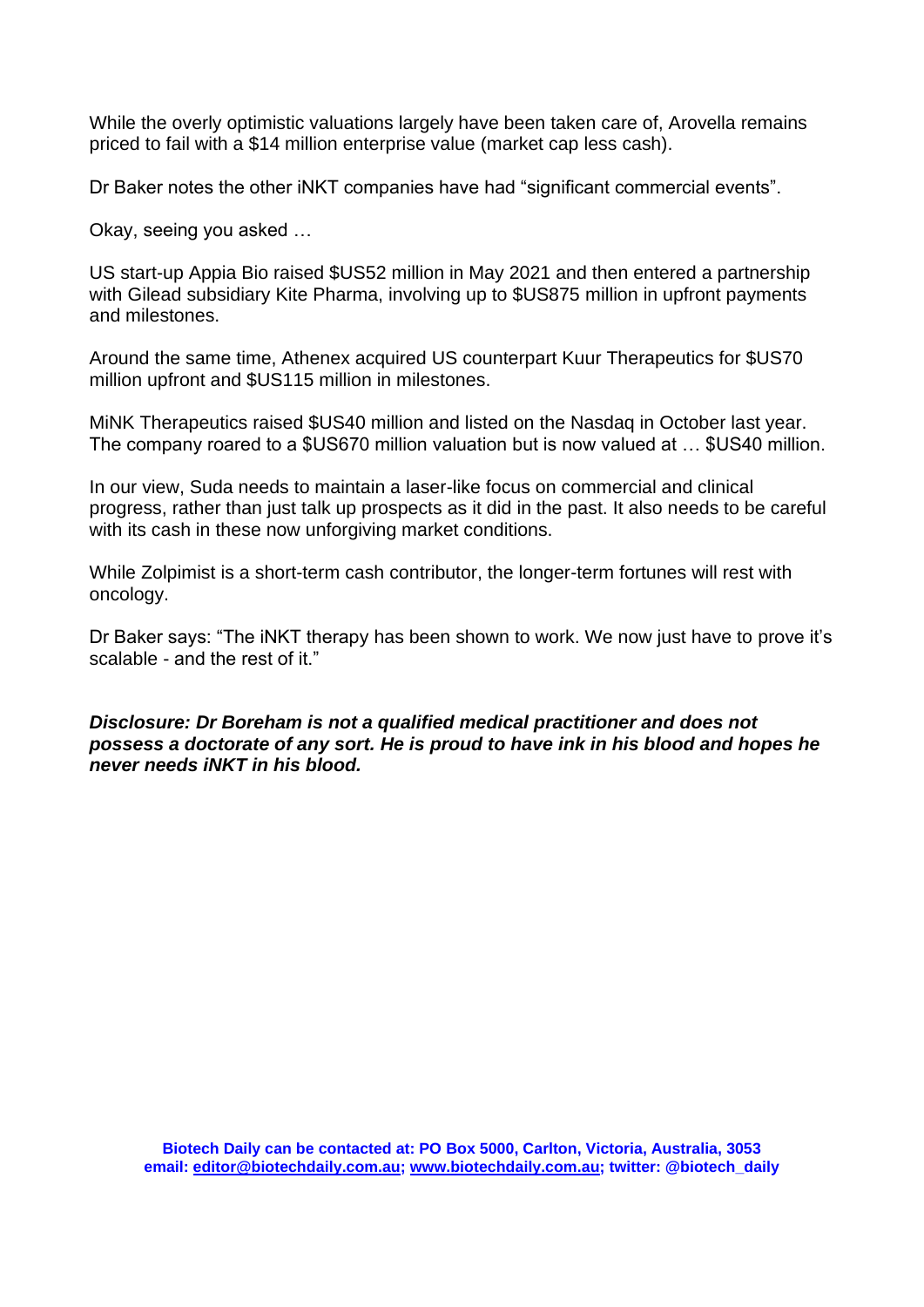While the overly optimistic valuations largely have been taken care of, Arovella remains priced to fail with a $14 million enterprise value (market cap less cash).

Dr Baker notes the other iNKT companies have had "significant commercial events".

Okay, seeing you asked …

US start-up Appia Bio raised $US52 million in May 2021 and then entered a partnership with Gilead subsidiary Kite Pharma, involving up to $US875 million in upfront payments and milestones.

Around the same time, Athenex acquired US counterpart Kuur Therapeutics for $US70 million upfront and $US115 million in milestones.

MiNK Therapeutics raised $US40 million and listed on the Nasdaq in October last year. The company roared to a $US670 million valuation but is now valued at … $US40 million.

In our view, Suda needs to maintain a laser-like focus on commercial and clinical progress, rather than just talk up prospects as it did in the past. It also needs to be careful with its cash in these now unforgiving market conditions.

While Zolpimist is a short-term cash contributor, the longer-term fortunes will rest with oncology.

Dr Baker says: "The iNKT therapy has been shown to work. We now just have to prove it's scalable - and the rest of it."

***Disclosure: Dr Boreham is not a qualified medical practitioner and does not possess a doctorate of any sort. He is proud to have ink in his blood and hopes he never needs iNKT in his blood.***

**Biotech Daily can be contacted at: PO Box 5000, Carlton, Victoria, Australia, 3053**
**email: editor@biotechdaily.com.au; www.biotechdaily.com.au; twitter: @biotech_daily**